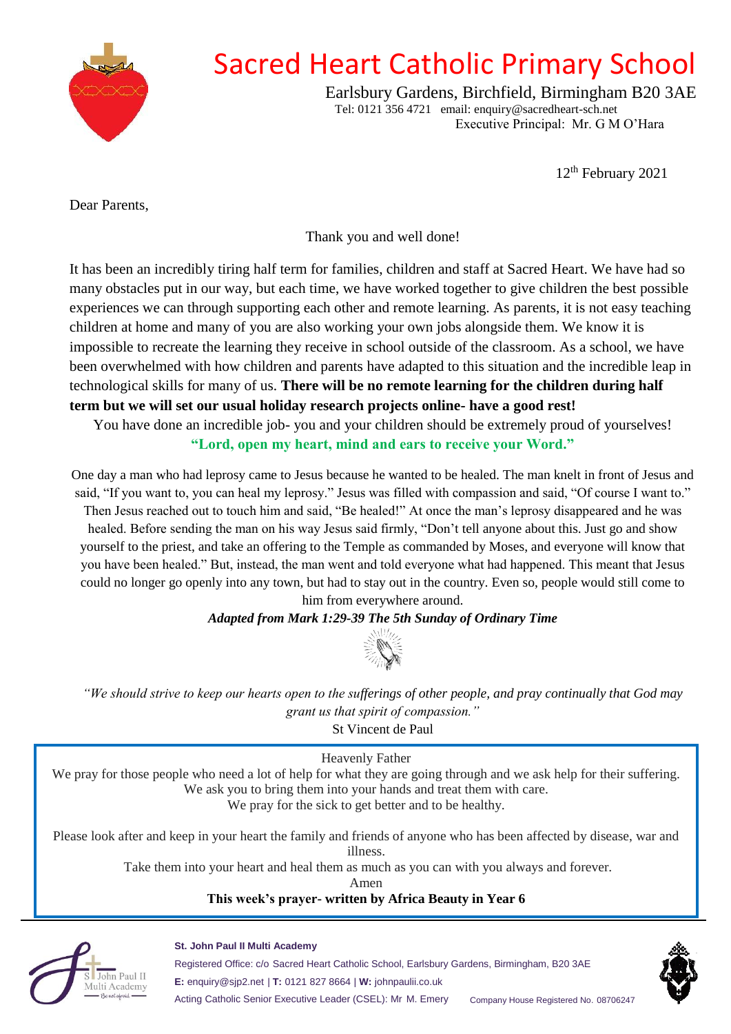# Sacred Heart Catholic Primary School

Earlsbury Gardens, Birchfield, Birmingham B20 3AE
Tel: 0121 356 4721 email: enquiry@sacredheart-sch.net
Executive Principal: Mr. G M O'Hara

12th February 2021

Dear Parents,

Thank you and well done!

It has been an incredibly tiring half term for families, children and staff at Sacred Heart. We have had so many obstacles put in our way, but each time, we have worked together to give children the best possible experiences we can through supporting each other and remote learning. As parents, it is not easy teaching children at home and many of you are also working your own jobs alongside them. We know it is impossible to recreate the learning they receive in school outside of the classroom. As a school, we have been overwhelmed with how children and parents have adapted to this situation and the incredible leap in technological skills for many of us. **There will be no remote learning for the children during half term but we will set our usual holiday research projects online- have a good rest!**

You have done an incredible job- you and your children should be extremely proud of yourselves!

**"Lord, open my heart, mind and ears to receive your Word."**

One day a man who had leprosy came to Jesus because he wanted to be healed. The man knelt in front of Jesus and said, "If you want to, you can heal my leprosy." Jesus was filled with compassion and said, "Of course I want to." Then Jesus reached out to touch him and said, "Be healed!" At once the man's leprosy disappeared and he was healed. Before sending the man on his way Jesus said firmly, "Don't tell anyone about this. Just go and show yourself to the priest, and take an offering to the Temple as commanded by Moses, and everyone will know that you have been healed." But, instead, the man went and told everyone what had happened. This meant that Jesus could no longer go openly into any town, but had to stay out in the country. Even so, people would still come to him from everywhere around.

***Adapted from Mark 1:29-39 The 5th Sunday of Ordinary Time***

*"We should strive to keep our hearts open to the sufferings of other people, and pray continually that God may grant us that spirit of compassion."*

St Vincent de Paul

Heavenly Father
We pray for those people who need a lot of help for what they are going through and we ask help for their suffering.
We ask you to bring them into your hands and treat them with care.
We pray for the sick to get better and to be healthy.

Please look after and keep in your heart the family and friends of anyone who has been affected by disease, war and illness.
Take them into your heart and heal them as much as you can with you always and forever.
Amen

**This week's prayer- written by Africa Beauty in Year 6**

**St. John Paul II Multi Academy**
Registered Office: c/o Sacred Heart Catholic School, Earlsbury Gardens, Birmingham, B20 3AE
E: enquiry@sjp2.net | T: 0121 827 8664 | W: johnpaulii.co.uk
Acting Catholic Senior Executive Leader (CSEL): Mr M. Emery Company House Registered No. 08706247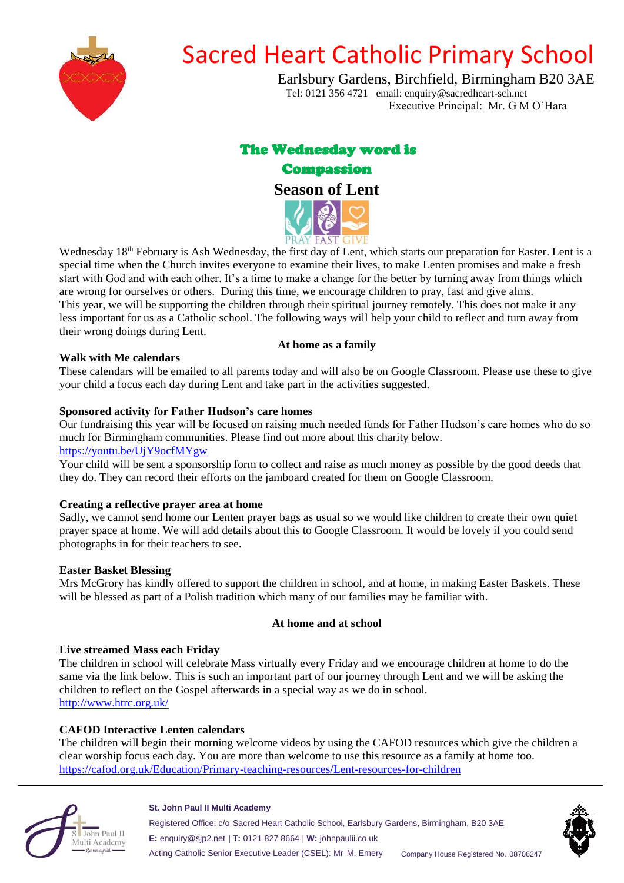# Sacred Heart Catholic Primary School

Earlsbury Gardens, Birchfield, Birmingham B20 3AE
Tel: 0121 356 4721 email: enquiry@sacredheart-sch.net
Executive Principal: Mr. G M O'Hara

## The Wednesday word is Compassion

## Season of Lent

PRAY FAST GIVE

Wednesday 18th February is Ash Wednesday, the first day of Lent, which starts our preparation for Easter. Lent is a special time when the Church invites everyone to examine their lives, to make Lenten promises and make a fresh start with God and with each other. It's a time to make a change for the better by turning away from things which are wrong for ourselves or others. During this time, we encourage children to pray, fast and give alms. This year, we will be supporting the children through their spiritual journey remotely. This does not make it any less important for us as a Catholic school. The following ways will help your child to reflect and turn away from their wrong doings during Lent.

### At home as a family

**Walk with Me calendars**

These calendars will be emailed to all parents today and will also be on Google Classroom. Please use these to give your child a focus each day during Lent and take part in the activities suggested.

**Sponsored activity for Father Hudson's care homes**

Our fundraising this year will be focused on raising much needed funds for Father Hudson's care homes who do so much for Birmingham communities. Please find out more about this charity below.
https://youtu.be/UjY9ocfMYgw

Your child will be sent a sponsorship form to collect and raise as much money as possible by the good deeds that they do. They can record their efforts on the jamboard created for them on Google Classroom.

**Creating a reflective prayer area at home**

Sadly, we cannot send home our Lenten prayer bags as usual so we would like children to create their own quiet prayer space at home. We will add details about this to Google Classroom. It would be lovely if you could send photographs in for their teachers to see.

**Easter Basket Blessing**

Mrs McGrory has kindly offered to support the children in school, and at home, in making Easter Baskets. These will be blessed as part of a Polish tradition which many of our families may be familiar with.

### At home and at school

**Live streamed Mass each Friday**

The children in school will celebrate Mass virtually every Friday and we encourage children at home to do the same via the link below. This is such an important part of our journey through Lent and we will be asking the children to reflect on the Gospel afterwards in a special way as we do in school.
http://www.htrc.org.uk/

**CAFOD Interactive Lenten calendars**

The children will begin their morning welcome videos by using the CAFOD resources which give the children a clear worship focus each day. You are more than welcome to use this resource as a family at home too.
https://cafod.org.uk/Education/Primary-teaching-resources/Lent-resources-for-children

---

**St. John Paul II Multi Academy**
Registered Office: c/o Sacred Heart Catholic School, Earlsbury Gardens, Birmingham, B20 3AE
**E:** enquiry@sjp2.net | **T:** 0121 827 8664 | **W:** johnpaulii.co.uk
Acting Catholic Senior Executive Leader (CSEL): Mr M. Emery Company House Registered No. 08706247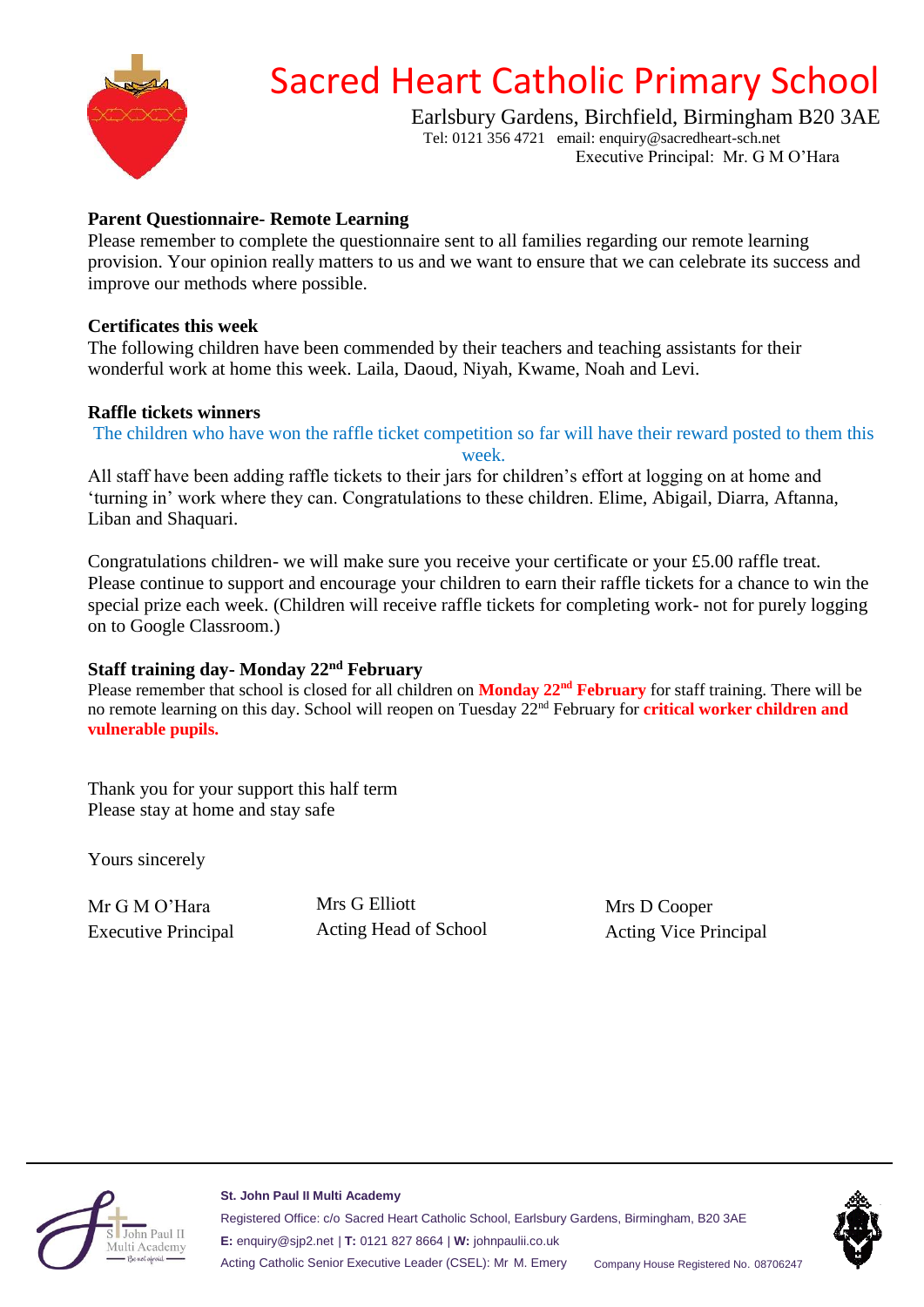# Sacred Heart Catholic Primary School

Earlsbury Gardens, Birchfield, Birmingham B20 3AE
Tel: 0121 356 4721 email: enquiry@sacredheart-sch.net
Executive Principal: Mr. G M O'Hara

**Parent Questionnaire- Remote Learning**

Please remember to complete the questionnaire sent to all families regarding our remote learning provision. Your opinion really matters to us and we want to ensure that we can celebrate its success and improve our methods where possible.

**Certificates this week**

The following children have been commended by their teachers and teaching assistants for their wonderful work at home this week. Laila, Daoud, Niyah, Kwame, Noah and Levi.

**Raffle tickets winners**

The children who have won the raffle ticket competition so far will have their reward posted to them this week.

All staff have been adding raffle tickets to their jars for children's effort at logging on at home and 'turning in' work where they can. Congratulations to these children. Elime, Abigail, Diarra, Aftanna, Liban and Shaquari.

Congratulations children- we will make sure you receive your certificate or your £5.00 raffle treat. Please continue to support and encourage your children to earn their raffle tickets for a chance to win the special prize each week. (Children will receive raffle tickets for completing work- not for purely logging on to Google Classroom.)

**Staff training day- Monday 22nd February**

Please remember that school is closed for all children on **Monday 22nd February** for staff training. There will be no remote learning on this day. School will reopen on Tuesday 22nd February for **critical worker children and vulnerable pupils.**

Thank you for your support this half term
Please stay at home and stay safe

Yours sincerely

Mr G M O'Hara
Executive Principal

Mrs G Elliott
Acting Head of School

Mrs D Cooper
Acting Vice Principal

**St. John Paul II Multi Academy**
Registered Office: c/o Sacred Heart Catholic School, Earlsbury Gardens, Birmingham, B20 3AE
**E:** enquiry@sjp2.net | **T:** 0121 827 8664 | **W:** johnpaulii.co.uk
Acting Catholic Senior Executive Leader (CSEL): Mr M. Emery Company House Registered No. 08706247